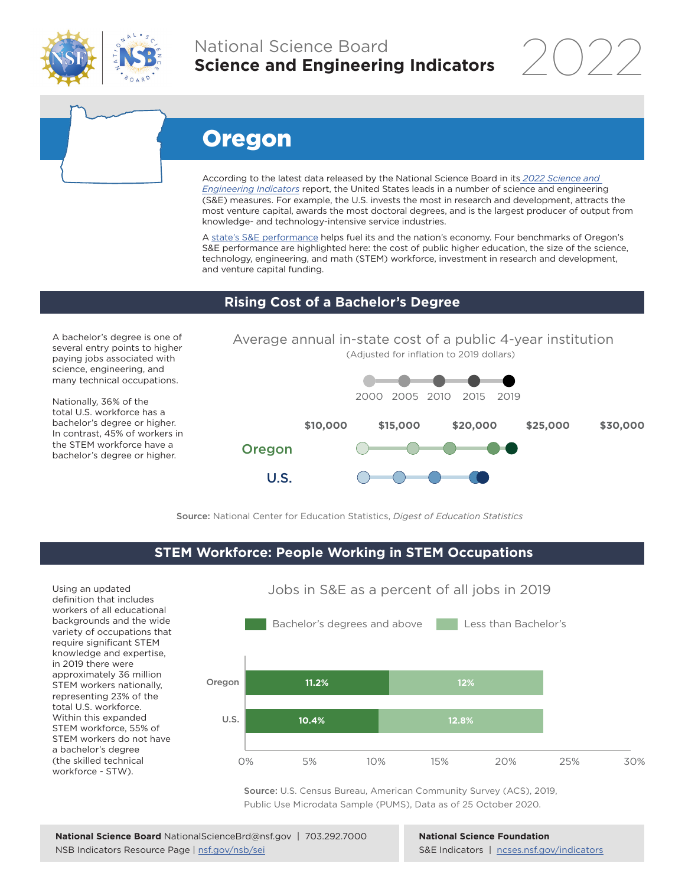# National Science Board
## Science and Engineering Indicators 2022

# Oregon

According to the latest data released by the National Science Board in its *2022 Science and Engineering Indicators* report, the United States leads in a number of science and engineering (S&E) measures. For example, the U.S. invests the most in research and development, attracts the most venture capital, awards the most doctoral degrees, and is the largest producer of output from knowledge- and technology-intensive service industries.

A state's S&E performance helps fuel its and the nation's economy. Four benchmarks of Oregon's S&E performance are highlighted here: the cost of public higher education, the size of the science, technology, engineering, and math (STEM) workforce, investment in research and development, and venture capital funding.

## Rising Cost of a Bachelor's Degree

A bachelor's degree is one of several entry points to higher paying jobs associated with science, engineering, and many technical occupations.

Nationally, 36% of the total U.S. workforce has a bachelor's degree or higher. In contrast, 45% of workers in the STEM workforce have a bachelor's degree or higher.

**Average annual in-state cost of a public 4-year institution**
(Adjusted for inflation to 2019 dollars)

Legend: 2000, 2005, 2010, 2015, 2019

Axis: $10,000 | $15,000 | $20,000 | $25,000 | $30,000

Rows: Oregon, U.S.

**Source:** National Center for Education Statistics, *Digest of Education Statistics*

## STEM Workforce: People Working in STEM Occupations

Using an updated definition that includes workers of all educational backgrounds and the wide variety of occupations that require significant STEM knowledge and expertise, in 2019 there were approximately 36 million STEM workers nationally, representing 23% of the total U.S. workforce. Within this expanded STEM workforce, 55% of STEM workers do not have a bachelor's degree (the skilled technical workforce - STW).

**Jobs in S&E as a percent of all jobs in 2019**

| | Bachelor's degrees and above | Less than Bachelor's |
|---|---|---|
| Oregon | 11.2% | 12% |
| U.S. | 10.4% | 12.8% |

**Source:** U.S. Census Bureau, American Community Survey (ACS), 2019, Public Use Microdata Sample (PUMS), Data as of 25 October 2020.

**National Science Board** NationalScienceBrd@nsf.gov | 703.292.7000
NSB Indicators Resource Page | nsf.gov/nsb/sei

**National Science Foundation**
S&E Indicators | ncses.nsf.gov/indicators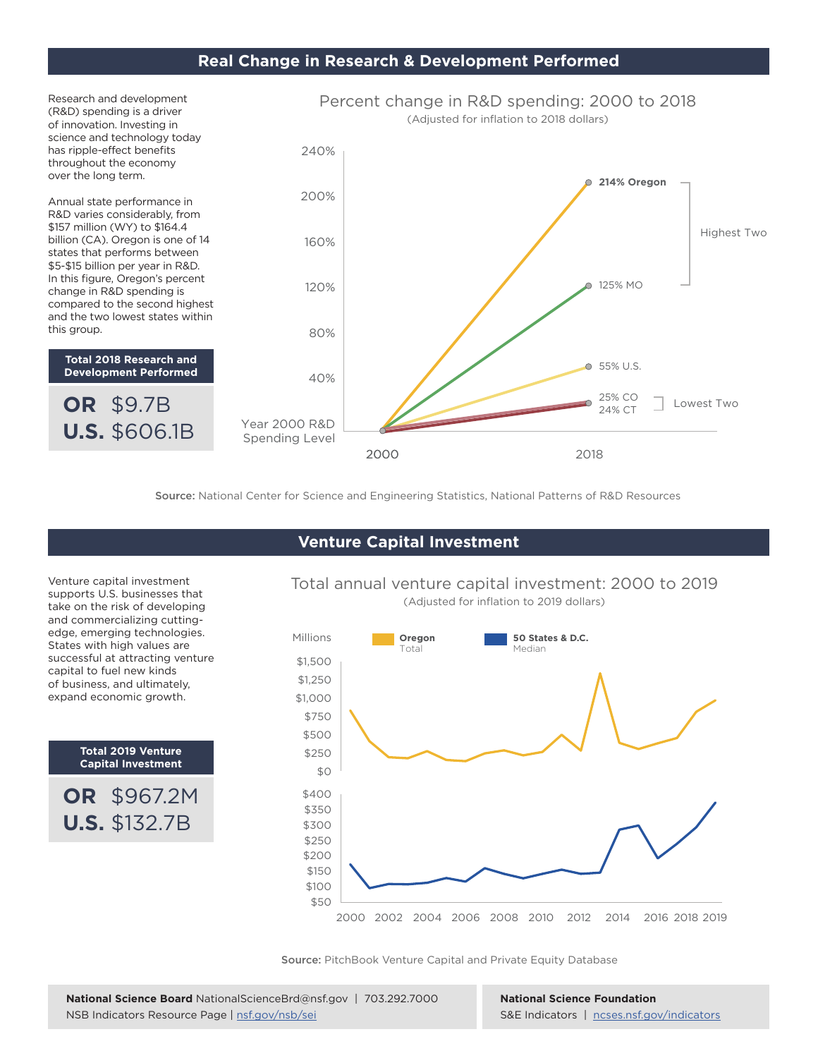## Real Change in Research & Development Performed

Research and development (R&D) spending is a driver of innovation. Investing in science and technology today has ripple-effect benefits throughout the economy over the long term.

Annual state performance in R&D varies considerably, from $157 million (WY) to $164.4 billion (CA). Oregon is one of 14 states that performs between $5-$15 billion per year in R&D. In this figure, Oregon's percent change in R&D spending is compared to the second highest and the two lowest states within this group.

**Total 2018 Research and Development Performed**

**OR** $9.7B

**U.S.** $606.1B

Percent change in R&D spending: 2000 to 2018

(Adjusted for inflation to 2018 dollars)

240%
200%
160%
120%
80%
40%
Year 2000 R&D Spending Level

2000
2018

**214% Oregon**
125% MO
Highest Two
55% U.S.
25% CO
24% CT
Lowest Two

**Source:** National Center for Science and Engineering Statistics, National Patterns of R&D Resources

## Venture Capital Investment

Venture capital investment supports U.S. businesses that take on the risk of developing and commercializing cutting-edge, emerging technologies. States with high values are successful at attracting venture capital to fuel new kinds of business, and ultimately, expand economic growth.

**Total 2019 Venture Capital Investment**

**OR** $967.2M

**U.S.** $132.7B

Total annual venture capital investment: 2000 to 2019

(Adjusted for inflation to 2019 dollars)

Millions

**Oregon** Total

**50 States & D.C.** Median

$1,500
$1,250
$1,000
$750
$500
$250
$0

$400
$350
$300
$250
$200
$150
$100
$50

2000 2002 2004 2006 2008 2010 2012 2014 2016 2018 2019

**Source:** PitchBook Venture Capital and Private Equity Database

**National Science Board** NationalScienceBrd@nsf.gov | 703.292.7000
NSB Indicators Resource Page | nsf.gov/nsb/sei

**National Science Foundation**
S&E Indicators | ncses.nsf.gov/indicators